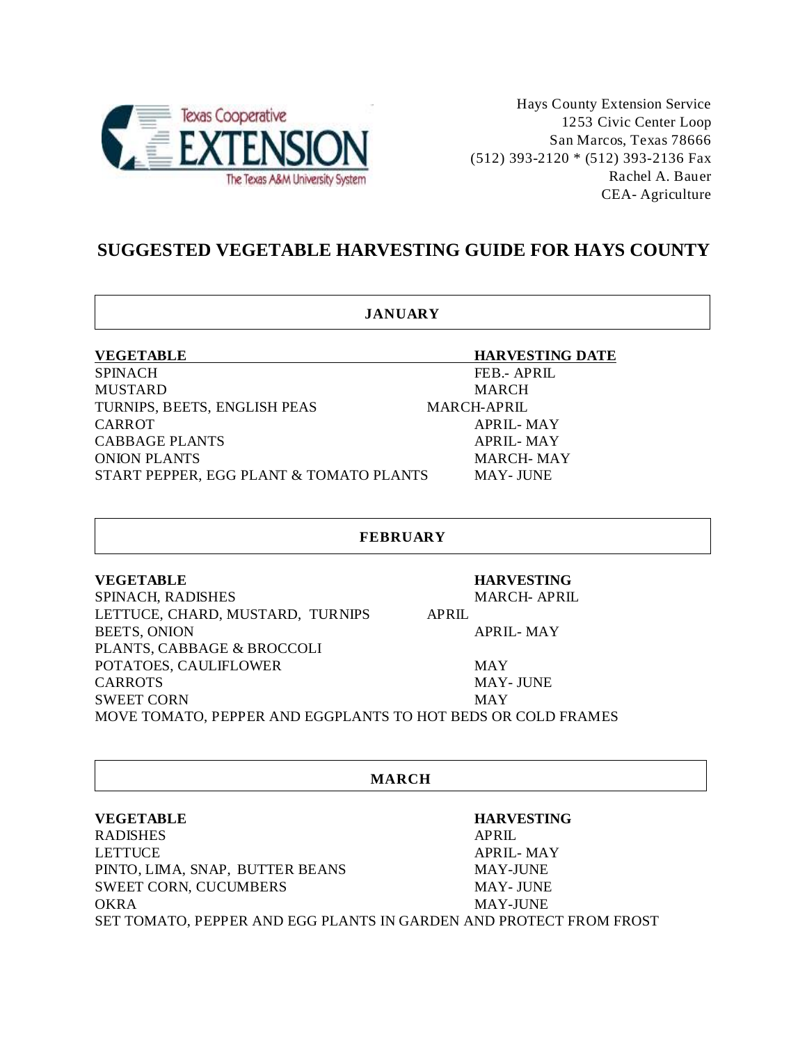Hays County Extension Service
1253 Civic Center Loop
San Marcos, Texas 78666
(512) 393-2120 * (512) 393-2136 Fax
Rachel A. Bauer
CEA- Agriculture

# SUGGESTED VEGETABLE HARVESTING GUIDE FOR HAYS COUNTY

## JANUARY

| VEGETABLE | HARVESTING DATE |
|---|---|
| SPINACH | FEB.- APRIL |
| MUSTARD | MARCH |
| TURNIPS, BEETS, ENGLISH PEAS | MARCH-APRIL |
| CARROT | APRIL- MAY |
| CABBAGE PLANTS | APRIL- MAY |
| ONION PLANTS | MARCH- MAY |
| START PEPPER, EGG PLANT & TOMATO PLANTS | MAY- JUNE |

## FEBRUARY

| VEGETABLE | HARVESTING |
|---|---|
| SPINACH, RADISHES | MARCH- APRIL |
| LETTUCE, CHARD, MUSTARD, TURNIPS | APRIL |
| BEETS, ONION | APRIL- MAY |
| PLANTS, CABBAGE & BROCCOLI | |
| POTATOES, CAULIFLOWER | MAY |
| CARROTS | MAY- JUNE |
| SWEET CORN | MAY |

MOVE TOMATO, PEPPER AND EGGPLANTS TO HOT BEDS OR COLD FRAMES

## MARCH

| VEGETABLE | HARVESTING |
|---|---|
| RADISHES | APRIL |
| LETTUCE | APRIL- MAY |
| PINTO, LIMA, SNAP, BUTTER BEANS | MAY-JUNE |
| SWEET CORN, CUCUMBERS | MAY- JUNE |
| OKRA | MAY-JUNE |

SET TOMATO, PEPPER AND EGG PLANTS IN GARDEN AND PROTECT FROM FROST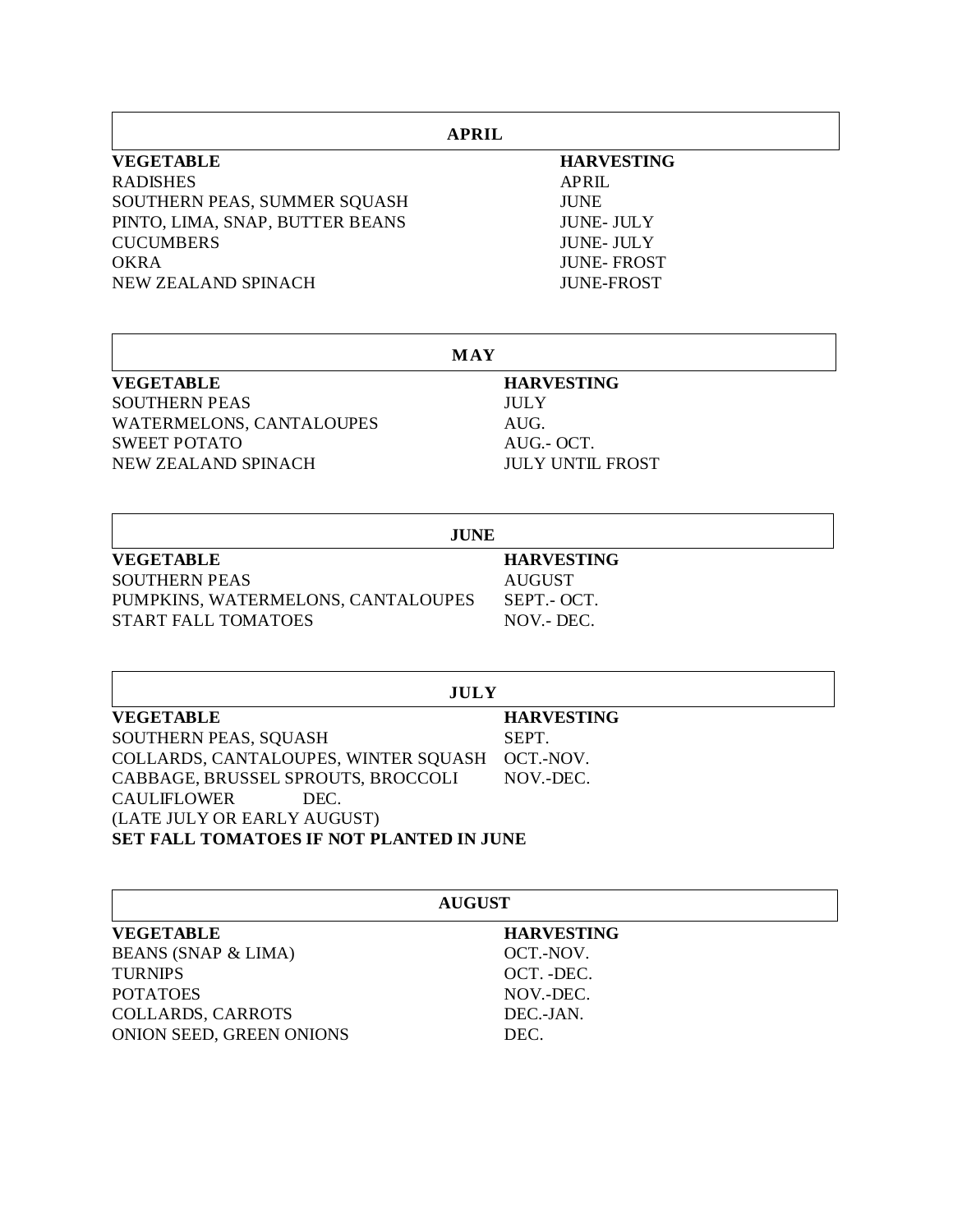## APRIL

| VEGETABLE | HARVESTING |
|---|---|
| RADISHES | APRIL |
| SOUTHERN PEAS, SUMMER SQUASH | JUNE |
| PINTO, LIMA, SNAP, BUTTER BEANS | JUNE- JULY |
| CUCUMBERS | JUNE- JULY |
| OKRA | JUNE- FROST |
| NEW ZEALAND SPINACH | JUNE-FROST |

## MAY

| VEGETABLE | HARVESTING |
|---|---|
| SOUTHERN PEAS | JULY |
| WATERMELONS, CANTALOUPES | AUG. |
| SWEET POTATO | AUG.- OCT. |
| NEW ZEALAND SPINACH | JULY UNTIL FROST |

## JUNE

| VEGETABLE | HARVESTING |
|---|---|
| SOUTHERN PEAS | AUGUST |
| PUMPKINS, WATERMELONS, CANTALOUPES | SEPT.- OCT. |
| START FALL TOMATOES | NOV.- DEC. |

## JULY

| VEGETABLE | HARVESTING |
|---|---|
| SOUTHERN PEAS, SQUASH | SEPT. |
| COLLARDS, CANTALOUPES, WINTER SQUASH | OCT.-NOV. |
| CABBAGE, BRUSSEL SPROUTS, BROCCOLI | NOV.-DEC. |
| CAULIFLOWER | DEC. |

(LATE JULY OR EARLY AUGUST)

**SET FALL TOMATOES IF NOT PLANTED IN JUNE**

## AUGUST

| VEGETABLE | HARVESTING |
|---|---|
| BEANS (SNAP & LIMA) | OCT.-NOV. |
| TURNIPS | OCT. -DEC. |
| POTATOES | NOV.-DEC. |
| COLLARDS, CARROTS | DEC.-JAN. |
| ONION SEED, GREEN ONIONS | DEC. |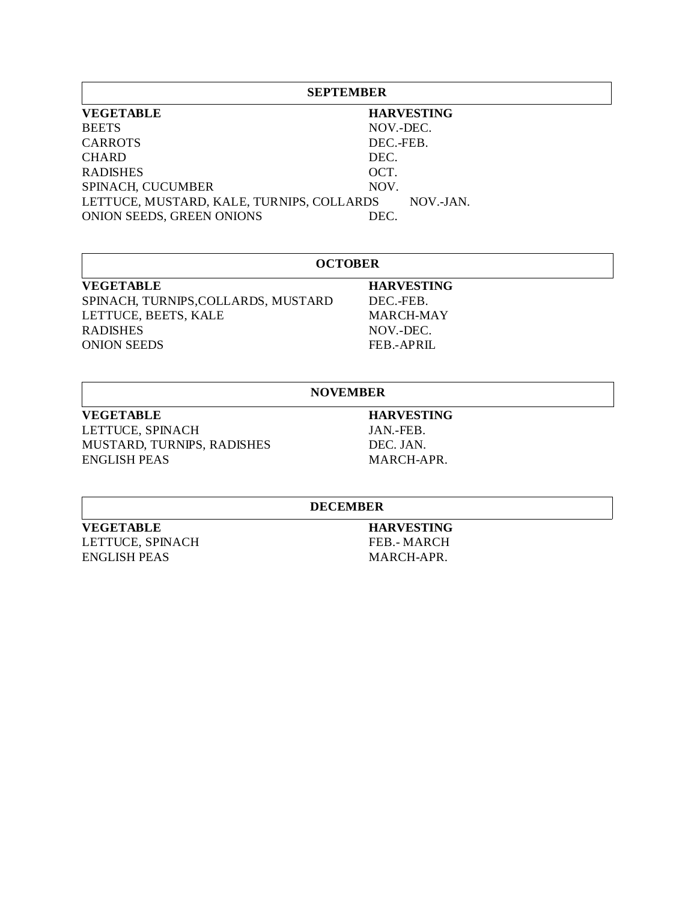## SEPTEMBER

| VEGETABLE | HARVESTING |
|---|---|
| BEETS | NOV.-DEC. |
| CARROTS | DEC.-FEB. |
| CHARD | DEC. |
| RADISHES | OCT. |
| SPINACH, CUCUMBER | NOV. |
| LETTUCE, MUSTARD, KALE, TURNIPS, COLLARDS | NOV.-JAN. |
| ONION SEEDS, GREEN ONIONS | DEC. |

## OCTOBER

| VEGETABLE | HARVESTING |
|---|---|
| SPINACH, TURNIPS,COLLARDS, MUSTARD | DEC.-FEB. |
| LETTUCE, BEETS, KALE | MARCH-MAY |
| RADISHES | NOV.-DEC. |
| ONION SEEDS | FEB.-APRIL |

## NOVEMBER

| VEGETABLE | HARVESTING |
|---|---|
| LETTUCE, SPINACH | JAN.-FEB. |
| MUSTARD, TURNIPS, RADISHES | DEC. JAN. |
| ENGLISH PEAS | MARCH-APR. |

## DECEMBER

| VEGETABLE | HARVESTING |
|---|---|
| LETTUCE, SPINACH | FEB.- MARCH |
| ENGLISH PEAS | MARCH-APR. |